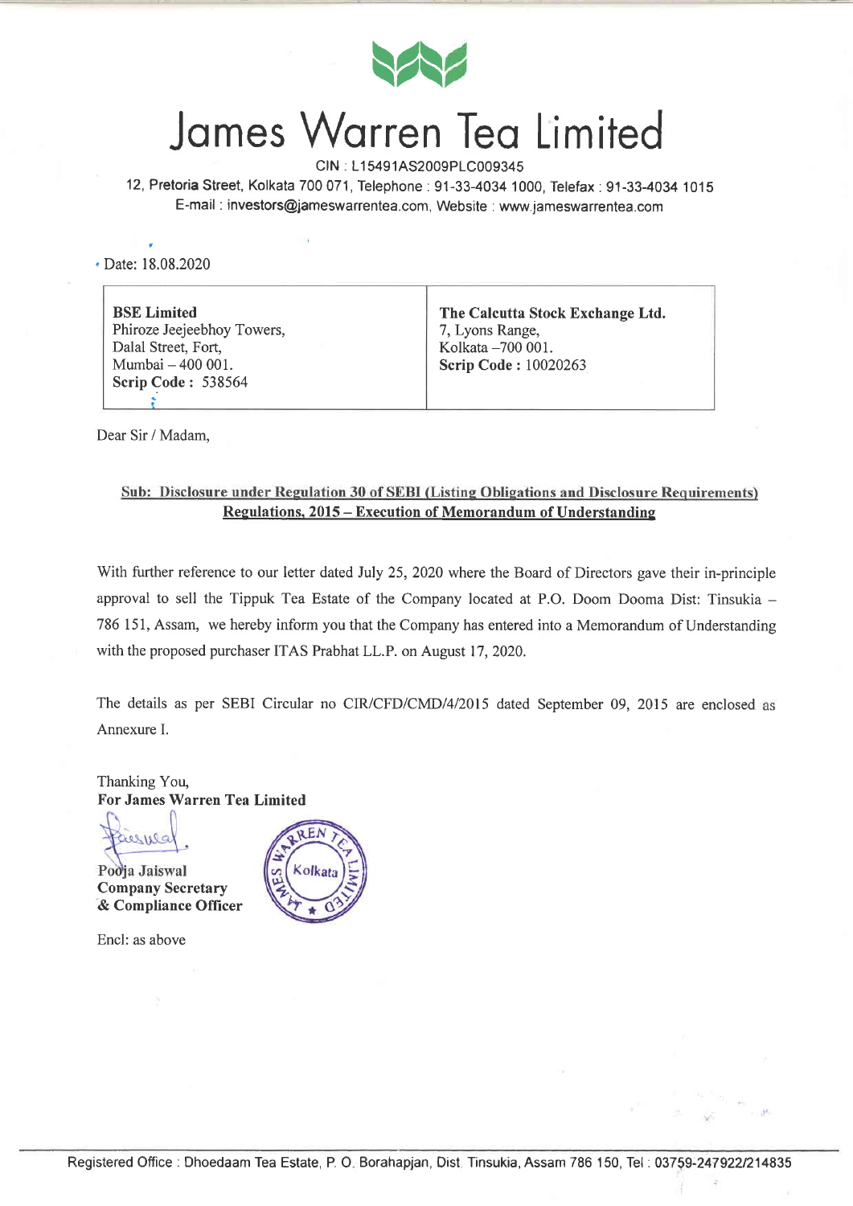# James Warren Tea Limited

CIN : L15491AS2009PLC009345

12, Pretoria Street, Kolkata 700 071, Telephone : 91-33-4034 1000, Telefax : 91-33-4034 1015

E-mail : investors@jameswarrentea.com, Website : www.jameswarrentea.com

Date: 18.08.2020

| **BSE Limited**<br>Phiroze Jeejeebhoy Towers,<br>Dalal Street, Fort,<br>Mumbai – 400 001.<br>**Scrip Code :** 538564 | **The Calcutta Stock Exchange Ltd.**<br>7, Lyons Range,<br>Kolkata –700 001.<br>**Scrip Code :** 10020263 |
|---|---|

Dear Sir / Madam,

**Sub: Disclosure under Regulation 30 of SEBI (Listing Obligations and Disclosure Requirements) Regulations, 2015 – Execution of Memorandum of Understanding**

With further reference to our letter dated July 25, 2020 where the Board of Directors gave their in-principle approval to sell the Tippuk Tea Estate of the Company located at P.O. Doom Dooma Dist: Tinsukia – 786 151, Assam, we hereby inform you that the Company has entered into a Memorandum of Understanding with the proposed purchaser ITAS Prabhat LL.P. on August 17, 2020.

The details as per SEBI Circular no CIR/CFD/CMD/4/2015 dated September 09, 2015 are enclosed as Annexure I.

Thanking You,

**For James Warren Tea Limited**

Pooja Jaiswal
**Company Secretary**
**& Compliance Officer**

Encl: as above

Registered Office : Dhoedaam Tea Estate, P. O. Borahapjan, Dist. Tinsukia, Assam 786 150, Tel : 03759-247922/214835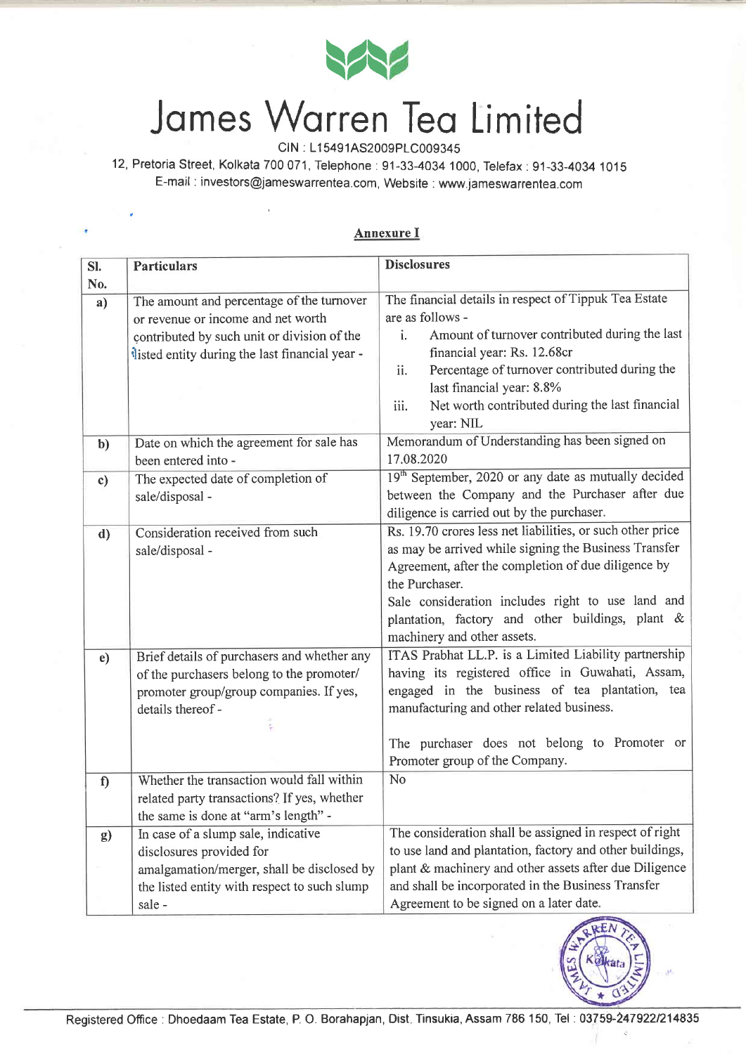# James Warren Tea Limited

CIN : L15491AS2009PLC009345

12, Pretoria Street, Kolkata 700 071, Telephone : 91-33-4034 1000, Telefax : 91-33-4034 1015

E-mail : investors@jameswarrentea.com, Website : www.jameswarrentea.com

## Annexure I

| Sl. No. | Particulars | Disclosures |
|---|---|---|
| a) | The amount and percentage of the turnover or revenue or income and net worth contributed by such unit or division of the listed entity during the last financial year - | The financial details in respect of Tippuk Tea Estate are as follows - <br> i. Amount of turnover contributed during the last financial year: Rs. 12.68cr <br> ii. Percentage of turnover contributed during the last financial year: 8.8% <br> iii. Net worth contributed during the last financial year: NIL |
| b) | Date on which the agreement for sale has been entered into - | Memorandum of Understanding has been signed on 17.08.2020 |
| c) | The expected date of completion of sale/disposal - | 19th September, 2020 or any date as mutually decided between the Company and the Purchaser after due diligence is carried out by the purchaser. |
| d) | Consideration received from such sale/disposal - | Rs. 19.70 crores less net liabilities, or such other price as may be arrived while signing the Business Transfer Agreement, after the completion of due diligence by the Purchaser. <br> Sale consideration includes right to use land and plantation, factory and other buildings, plant & machinery and other assets. |
| e) | Brief details of purchasers and whether any of the purchasers belong to the promoter/ promoter group/group companies. If yes, details thereof - | ITAS Prabhat LL.P. is a Limited Liability partnership having its registered office in Guwahati, Assam, engaged in the business of tea plantation, tea manufacturing and other related business. <br><br> The purchaser does not belong to Promoter or Promoter group of the Company. |
| f) | Whether the transaction would fall within related party transactions? If yes, whether the same is done at "arm's length" - | No |
| g) | In case of a slump sale, indicative disclosures provided for amalgamation/merger, shall be disclosed by the listed entity with respect to such slump sale - | The consideration shall be assigned in respect of right to use land and plantation, factory and other buildings, plant & machinery and other assets after due Diligence and shall be incorporated in the Business Transfer Agreement to be signed on a later date. |

Registered Office : Dhoedaam Tea Estate, P. O. Borahapjan, Dist. Tinsukia, Assam 786 150, Tel : 03759-247922/214835